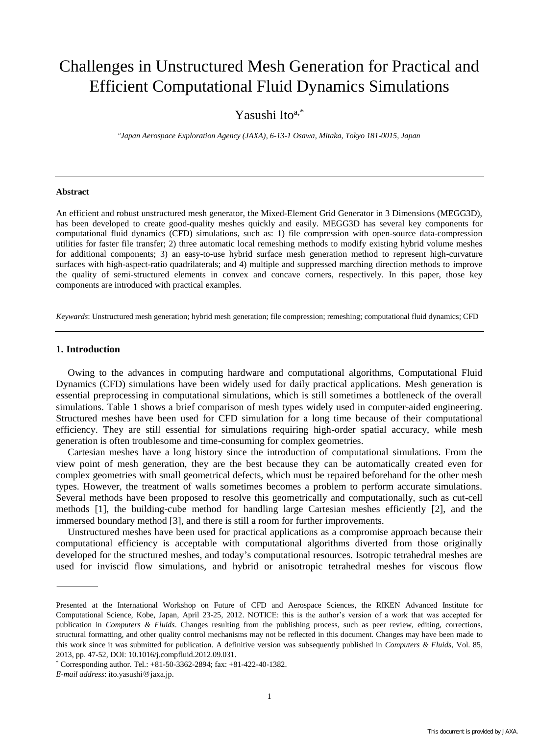# Challenges in Unstructured Mesh Generation for Practical and Efficient Computational Fluid Dynamics Simulations

Yasushi Ito[a,*]

[a]*Japan Aerospace Exploration Agency (JAXA), 6-13-1 Osawa, Mitaka, Tokyo 181-0015, Japan*

---

**Abstract**

An efficient and robust unstructured mesh generator, the Mixed-Element Grid Generator in 3 Dimensions (MEGG3D), has been developed to create good-quality meshes quickly and easily. MEGG3D has several key components for computational fluid dynamics (CFD) simulations, such as: 1) file compression with open-source data-compression utilities for faster file transfer; 2) three automatic local remeshing methods to modify existing hybrid volume meshes for additional components; 3) an easy-to-use hybrid surface mesh generation method to represent high-curvature surfaces with high-aspect-ratio quadrilaterals; and 4) multiple and suppressed marching direction methods to improve the quality of semi-structured elements in convex and concave corners, respectively. In this paper, those key components are introduced with practical examples.

*Keywords*: Unstructured mesh generation; hybrid mesh generation; file compression; remeshing; computational fluid dynamics; CFD

---

## 1. Introduction

Owing to the advances in computing hardware and computational algorithms, Computational Fluid Dynamics (CFD) simulations have been widely used for daily practical applications. Mesh generation is essential preprocessing in computational simulations, which is still sometimes a bottleneck of the overall simulations. Table 1 shows a brief comparison of mesh types widely used in computer-aided engineering. Structured meshes have been used for CFD simulation for a long time because of their computational efficiency. They are still essential for simulations requiring high-order spatial accuracy, while mesh generation is often troublesome and time-consuming for complex geometries.

Cartesian meshes have a long history since the introduction of computational simulations. From the view point of mesh generation, they are the best because they can be automatically created even for complex geometries with small geometrical defects, which must be repaired beforehand for the other mesh types. However, the treatment of walls sometimes becomes a problem to perform accurate simulations. Several methods have been proposed to resolve this geometrically and computationally, such as cut-cell methods [1], the building-cube method for handling large Cartesian meshes efficiently [2], and the immersed boundary method [3], and there is still a room for further improvements.

Unstructured meshes have been used for practical applications as a compromise approach because their computational efficiency is acceptable with computational algorithms diverted from those originally developed for the structured meshes, and today's computational resources. Isotropic tetrahedral meshes are used for inviscid flow simulations, and hybrid or anisotropic tetrahedral meshes for viscous flow

---

Presented at the International Workshop on Future of CFD and Aerospace Sciences, the RIKEN Advanced Institute for Computational Science, Kobe, Japan, April 23-25, 2012. NOTICE: this is the author's version of a work that was accepted for publication in *Computers & Fluids*. Changes resulting from the publishing process, such as peer review, editing, corrections, structural formatting, and other quality control mechanisms may not be reflected in this document. Changes may have been made to this work since it was submitted for publication. A definitive version was subsequently published in *Computers & Fluids*, Vol. 85, 2013, pp. 47-52, DOI: 10.1016/j.compfluid.2012.09.031.

[*] Corresponding author. Tel.: +81-50-3362-2894; fax: +81-422-40-1382.

*E-mail address*: ito.yasushi@jaxa.jp.

This document is provided by JAXA.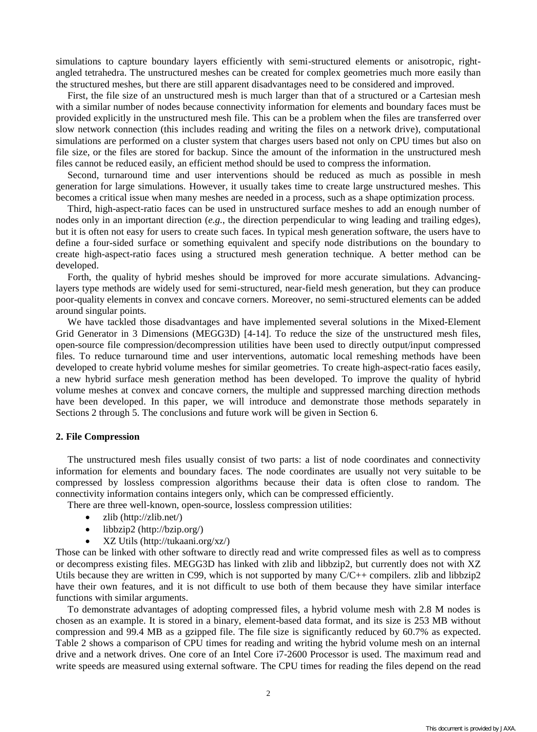simulations to capture boundary layers efficiently with semi-structured elements or anisotropic, right-angled tetrahedra. The unstructured meshes can be created for complex geometries much more easily than the structured meshes, but there are still apparent disadvantages need to be considered and improved.

First, the file size of an unstructured mesh is much larger than that of a structured or a Cartesian mesh with a similar number of nodes because connectivity information for elements and boundary faces must be provided explicitly in the unstructured mesh file. This can be a problem when the files are transferred over slow network connection (this includes reading and writing the files on a network drive), computational simulations are performed on a cluster system that charges users based not only on CPU times but also on file size, or the files are stored for backup. Since the amount of the information in the unstructured mesh files cannot be reduced easily, an efficient method should be used to compress the information.

Second, turnaround time and user interventions should be reduced as much as possible in mesh generation for large simulations. However, it usually takes time to create large unstructured meshes. This becomes a critical issue when many meshes are needed in a process, such as a shape optimization process.

Third, high-aspect-ratio faces can be used in unstructured surface meshes to add an enough number of nodes only in an important direction (*e.g.*, the direction perpendicular to wing leading and trailing edges), but it is often not easy for users to create such faces. In typical mesh generation software, the users have to define a four-sided surface or something equivalent and specify node distributions on the boundary to create high-aspect-ratio faces using a structured mesh generation technique. A better method can be developed.

Forth, the quality of hybrid meshes should be improved for more accurate simulations. Advancing-layers type methods are widely used for semi-structured, near-field mesh generation, but they can produce poor-quality elements in convex and concave corners. Moreover, no semi-structured elements can be added around singular points.

We have tackled those disadvantages and have implemented several solutions in the Mixed-Element Grid Generator in 3 Dimensions (MEGG3D) [4-14]. To reduce the size of the unstructured mesh files, open-source file compression/decompression utilities have been used to directly output/input compressed files. To reduce turnaround time and user interventions, automatic local remeshing methods have been developed to create hybrid volume meshes for similar geometries. To create high-aspect-ratio faces easily, a new hybrid surface mesh generation method has been developed. To improve the quality of hybrid volume meshes at convex and concave corners, the multiple and suppressed marching direction methods have been developed. In this paper, we will introduce and demonstrate those methods separately in Sections 2 through 5. The conclusions and future work will be given in Section 6.

## 2. File Compression

The unstructured mesh files usually consist of two parts: a list of node coordinates and connectivity information for elements and boundary faces. The node coordinates are usually not very suitable to be compressed by lossless compression algorithms because their data is often close to random. The connectivity information contains integers only, which can be compressed efficiently.

There are three well-known, open-source, lossless compression utilities:

- zlib (http://zlib.net/)
- libbzip2 (http://bzip.org/)
- XZ Utils (http://tukaani.org/xz/)

Those can be linked with other software to directly read and write compressed files as well as to compress or decompress existing files. MEGG3D has linked with zlib and libbzip2, but currently does not with XZ Utils because they are written in C99, which is not supported by many C/C++ compilers. zlib and libbzip2 have their own features, and it is not difficult to use both of them because they have similar interface functions with similar arguments.

To demonstrate advantages of adopting compressed files, a hybrid volume mesh with 2.8 M nodes is chosen as an example. It is stored in a binary, element-based data format, and its size is 253 MB without compression and 99.4 MB as a gzipped file. The file size is significantly reduced by 60.7% as expected. Table 2 shows a comparison of CPU times for reading and writing the hybrid volume mesh on an internal drive and a network drives. One core of an Intel Core i7-2600 Processor is used. The maximum read and write speeds are measured using external software. The CPU times for reading the files depend on the read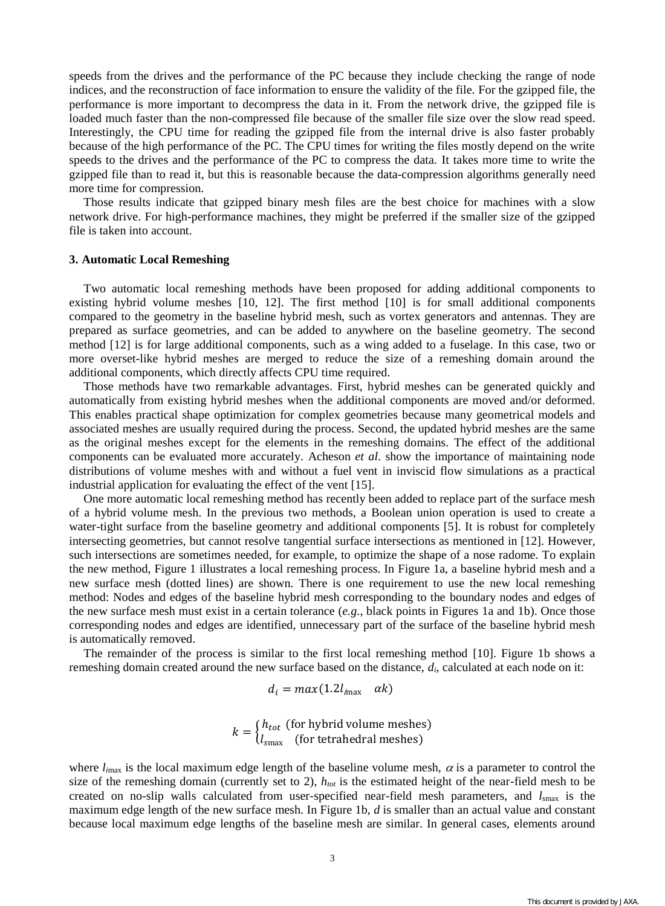speeds from the drives and the performance of the PC because they include checking the range of node indices, and the reconstruction of face information to ensure the validity of the file. For the gzipped file, the performance is more important to decompress the data in it. From the network drive, the gzipped file is loaded much faster than the non-compressed file because of the smaller file size over the slow read speed. Interestingly, the CPU time for reading the gzipped file from the internal drive is also faster probably because of the high performance of the PC. The CPU times for writing the files mostly depend on the write speeds to the drives and the performance of the PC to compress the data. It takes more time to write the gzipped file than to read it, but this is reasonable because the data-compression algorithms generally need more time for compression.

Those results indicate that gzipped binary mesh files are the best choice for machines with a slow network drive. For high-performance machines, they might be preferred if the smaller size of the gzipped file is taken into account.

### 3. Automatic Local Remeshing

Two automatic local remeshing methods have been proposed for adding additional components to existing hybrid volume meshes [10, 12]. The first method [10] is for small additional components compared to the geometry in the baseline hybrid mesh, such as vortex generators and antennas. They are prepared as surface geometries, and can be added to anywhere on the baseline geometry. The second method [12] is for large additional components, such as a wing added to a fuselage. In this case, two or more overset-like hybrid meshes are merged to reduce the size of a remeshing domain around the additional components, which directly affects CPU time required.

Those methods have two remarkable advantages. First, hybrid meshes can be generated quickly and automatically from existing hybrid meshes when the additional components are moved and/or deformed. This enables practical shape optimization for complex geometries because many geometrical models and associated meshes are usually required during the process. Second, the updated hybrid meshes are the same as the original meshes except for the elements in the remeshing domains. The effect of the additional components can be evaluated more accurately. Acheson *et al*. show the importance of maintaining node distributions of volume meshes with and without a fuel vent in inviscid flow simulations as a practical industrial application for evaluating the effect of the vent [15].

One more automatic local remeshing method has recently been added to replace part of the surface mesh of a hybrid volume mesh. In the previous two methods, a Boolean union operation is used to create a water-tight surface from the baseline geometry and additional components [5]. It is robust for completely intersecting geometries, but cannot resolve tangential surface intersections as mentioned in [12]. However, such intersections are sometimes needed, for example, to optimize the shape of a nose radome. To explain the new method, Figure 1 illustrates a local remeshing process. In Figure 1a, a baseline hybrid mesh and a new surface mesh (dotted lines) are shown. There is one requirement to use the new local remeshing method: Nodes and edges of the baseline hybrid mesh corresponding to the boundary nodes and edges of the new surface mesh must exist in a certain tolerance (*e.g.*, black points in Figures 1a and 1b). Once those corresponding nodes and edges are identified, unnecessary part of the surface of the baseline hybrid mesh is automatically removed.

The remainder of the process is similar to the first local remeshing method [10]. Figure 1b shows a remeshing domain created around the new surface based on the distance, $d_i$, calculated at each node on it:

$$d_i = max(1.2l_{i\max} \quad \alpha k)$$

$$k = \begin{cases} h_{tot} & \text{(for hybrid volume meshes)} \\ l_{s\max} & \text{(for tetrahedral meshes)} \end{cases}$$

where $l_{i\max}$ is the local maximum edge length of the baseline volume mesh, $\alpha$ is a parameter to control the size of the remeshing domain (currently set to 2), $h_{tot}$ is the estimated height of the near-field mesh to be created on no-slip walls calculated from user-specified near-field mesh parameters, and $l_{s\max}$ is the maximum edge length of the new surface mesh. In Figure 1b, $d$ is smaller than an actual value and constant because local maximum edge lengths of the baseline mesh are similar. In general cases, elements around

This document is provided by JAXA.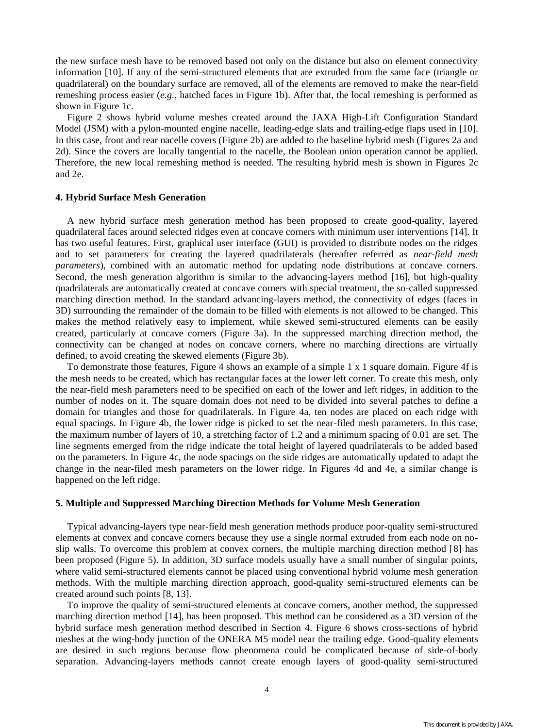the new surface mesh have to be removed based not only on the distance but also on element connectivity information [10]. If any of the semi-structured elements that are extruded from the same face (triangle or quadrilateral) on the boundary surface are removed, all of the elements are removed to make the near-field remeshing process easier (*e.g.*, hatched faces in Figure 1b). After that, the local remeshing is performed as shown in Figure 1c.

Figure 2 shows hybrid volume meshes created around the JAXA High-Lift Configuration Standard Model (JSM) with a pylon-mounted engine nacelle, leading-edge slats and trailing-edge flaps used in [10]. In this case, front and rear nacelle covers (Figure 2b) are added to the baseline hybrid mesh (Figures 2a and 2d). Since the covers are locally tangential to the nacelle, the Boolean union operation cannot be applied. Therefore, the new local remeshing method is needed. The resulting hybrid mesh is shown in Figures 2c and 2e.

### 4. Hybrid Surface Mesh Generation

A new hybrid surface mesh generation method has been proposed to create good-quality, layered quadrilateral faces around selected ridges even at concave corners with minimum user interventions [14]. It has two useful features. First, graphical user interface (GUI) is provided to distribute nodes on the ridges and to set parameters for creating the layered quadrilaterals (hereafter referred as *near-field mesh parameters*), combined with an automatic method for updating node distributions at concave corners. Second, the mesh generation algorithm is similar to the advancing-layers method [16], but high-quality quadrilaterals are automatically created at concave corners with special treatment, the so-called suppressed marching direction method. In the standard advancing-layers method, the connectivity of edges (faces in 3D) surrounding the remainder of the domain to be filled with elements is not allowed to be changed. This makes the method relatively easy to implement, while skewed semi-structured elements can be easily created, particularly at concave corners (Figure 3a). In the suppressed marching direction method, the connectivity can be changed at nodes on concave corners, where no marching directions are virtually defined, to avoid creating the skewed elements (Figure 3b).

To demonstrate those features, Figure 4 shows an example of a simple 1 x 1 square domain. Figure 4f is the mesh needs to be created, which has rectangular faces at the lower left corner. To create this mesh, only the near-field mesh parameters need to be specified on each of the lower and left ridges, in addition to the number of nodes on it. The square domain does not need to be divided into several patches to define a domain for triangles and those for quadrilaterals. In Figure 4a, ten nodes are placed on each ridge with equal spacings. In Figure 4b, the lower ridge is picked to set the near-filed mesh parameters. In this case, the maximum number of layers of 10, a stretching factor of 1.2 and a minimum spacing of 0.01 are set. The line segments emerged from the ridge indicate the total height of layered quadrilaterals to be added based on the parameters. In Figure 4c, the node spacings on the side ridges are automatically updated to adapt the change in the near-filed mesh parameters on the lower ridge. In Figures 4d and 4e, a similar change is happened on the left ridge.

### 5. Multiple and Suppressed Marching Direction Methods for Volume Mesh Generation

Typical advancing-layers type near-field mesh generation methods produce poor-quality semi-structured elements at convex and concave corners because they use a single normal extruded from each node on no-slip walls. To overcome this problem at convex corners, the multiple marching direction method [8] has been proposed (Figure 5). In addition, 3D surface models usually have a small number of singular points, where valid semi-structured elements cannot be placed using conventional hybrid volume mesh generation methods. With the multiple marching direction approach, good-quality semi-structured elements can be created around such points [8, 13].

To improve the quality of semi-structured elements at concave corners, another method, the suppressed marching direction method [14], has been proposed. This method can be considered as a 3D version of the hybrid surface mesh generation method described in Section 4. Figure 6 shows cross-sections of hybrid meshes at the wing-body junction of the ONERA M5 model near the trailing edge. Good-quality elements are desired in such regions because flow phenomena could be complicated because of side-of-body separation. Advancing-layers methods cannot create enough layers of good-quality semi-structured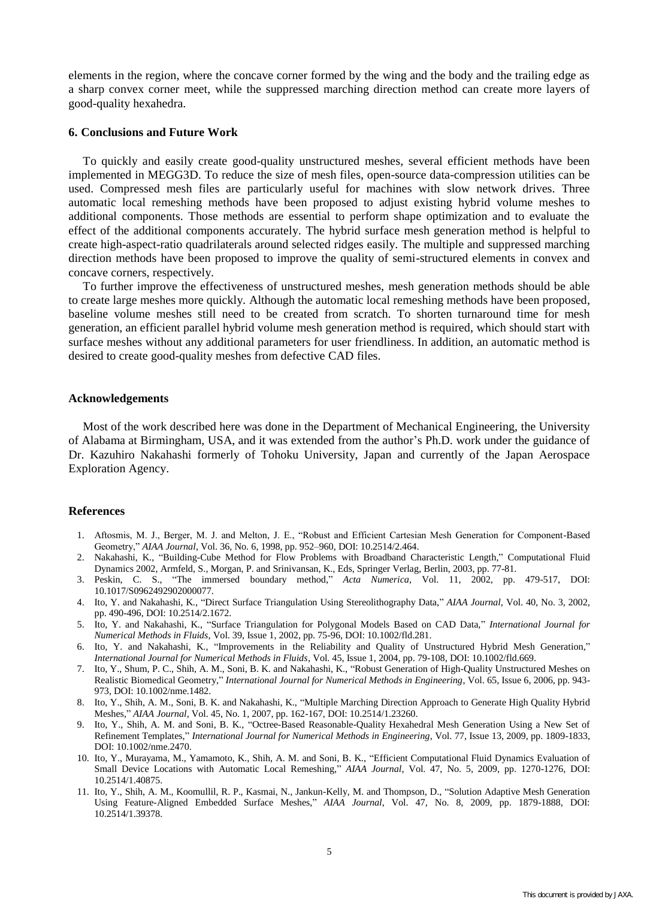elements in the region, where the concave corner formed by the wing and the body and the trailing edge as a sharp convex corner meet, while the suppressed marching direction method can create more layers of good-quality hexahedra.

## 6. Conclusions and Future Work

To quickly and easily create good-quality unstructured meshes, several efficient methods have been implemented in MEGG3D. To reduce the size of mesh files, open-source data-compression utilities can be used. Compressed mesh files are particularly useful for machines with slow network drives. Three automatic local remeshing methods have been proposed to adjust existing hybrid volume meshes to additional components. Those methods are essential to perform shape optimization and to evaluate the effect of the additional components accurately. The hybrid surface mesh generation method is helpful to create high-aspect-ratio quadrilaterals around selected ridges easily. The multiple and suppressed marching direction methods have been proposed to improve the quality of semi-structured elements in convex and concave corners, respectively.

To further improve the effectiveness of unstructured meshes, mesh generation methods should be able to create large meshes more quickly. Although the automatic local remeshing methods have been proposed, baseline volume meshes still need to be created from scratch. To shorten turnaround time for mesh generation, an efficient parallel hybrid volume mesh generation method is required, which should start with surface meshes without any additional parameters for user friendliness. In addition, an automatic method is desired to create good-quality meshes from defective CAD files.

## Acknowledgements

Most of the work described here was done in the Department of Mechanical Engineering, the University of Alabama at Birmingham, USA, and it was extended from the author's Ph.D. work under the guidance of Dr. Kazuhiro Nakahashi formerly of Tohoku University, Japan and currently of the Japan Aerospace Exploration Agency.

## References

1. Aftosmis, M. J., Berger, M. J. and Melton, J. E., "Robust and Efficient Cartesian Mesh Generation for Component-Based Geometry," *AIAA Journal*, Vol. 36, No. 6, 1998, pp. 952–960, DOI: 10.2514/2.464.
2. Nakahashi, K., "Building-Cube Method for Flow Problems with Broadband Characteristic Length," Computational Fluid Dynamics 2002, Armfeld, S., Morgan, P. and Srinivansan, K., Eds, Springer Verlag, Berlin, 2003, pp. 77-81.
3. Peskin, C. S., "The immersed boundary method," *Acta Numerica*, Vol. 11, 2002, pp. 479-517, DOI: 10.1017/S0962492902000077.
4. Ito, Y. and Nakahashi, K., "Direct Surface Triangulation Using Stereolithography Data," *AIAA Journal*, Vol. 40, No. 3, 2002, pp. 490-496, DOI: 10.2514/2.1672.
5. Ito, Y. and Nakahashi, K., "Surface Triangulation for Polygonal Models Based on CAD Data," *International Journal for Numerical Methods in Fluids*, Vol. 39, Issue 1, 2002, pp. 75-96, DOI: 10.1002/fld.281.
6. Ito, Y. and Nakahashi, K., "Improvements in the Reliability and Quality of Unstructured Hybrid Mesh Generation," *International Journal for Numerical Methods in Fluids*, Vol. 45, Issue 1, 2004, pp. 79-108, DOI: 10.1002/fld.669.
7. Ito, Y., Shum, P. C., Shih, A. M., Soni, B. K. and Nakahashi, K., "Robust Generation of High-Quality Unstructured Meshes on Realistic Biomedical Geometry," *International Journal for Numerical Methods in Engineering*, Vol. 65, Issue 6, 2006, pp. 943-973, DOI: 10.1002/nme.1482.
8. Ito, Y., Shih, A. M., Soni, B. K. and Nakahashi, K., "Multiple Marching Direction Approach to Generate High Quality Hybrid Meshes," *AIAA Journal*, Vol. 45, No. 1, 2007, pp. 162-167, DOI: 10.2514/1.23260.
9. Ito, Y., Shih, A. M. and Soni, B. K., "Octree-Based Reasonable-Quality Hexahedral Mesh Generation Using a New Set of Refinement Templates," *International Journal for Numerical Methods in Engineering*, Vol. 77, Issue 13, 2009, pp. 1809-1833, DOI: 10.1002/nme.2470.
10. Ito, Y., Murayama, M., Yamamoto, K., Shih, A. M. and Soni, B. K., "Efficient Computational Fluid Dynamics Evaluation of Small Device Locations with Automatic Local Remeshing," *AIAA Journal*, Vol. 47, No. 5, 2009, pp. 1270-1276, DOI: 10.2514/1.40875.
11. Ito, Y., Shih, A. M., Koomullil, R. P., Kasmai, N., Jankun-Kelly, M. and Thompson, D., "Solution Adaptive Mesh Generation Using Feature-Aligned Embedded Surface Meshes," *AIAA Journal*, Vol. 47, No. 8, 2009, pp. 1879-1888, DOI: 10.2514/1.39378.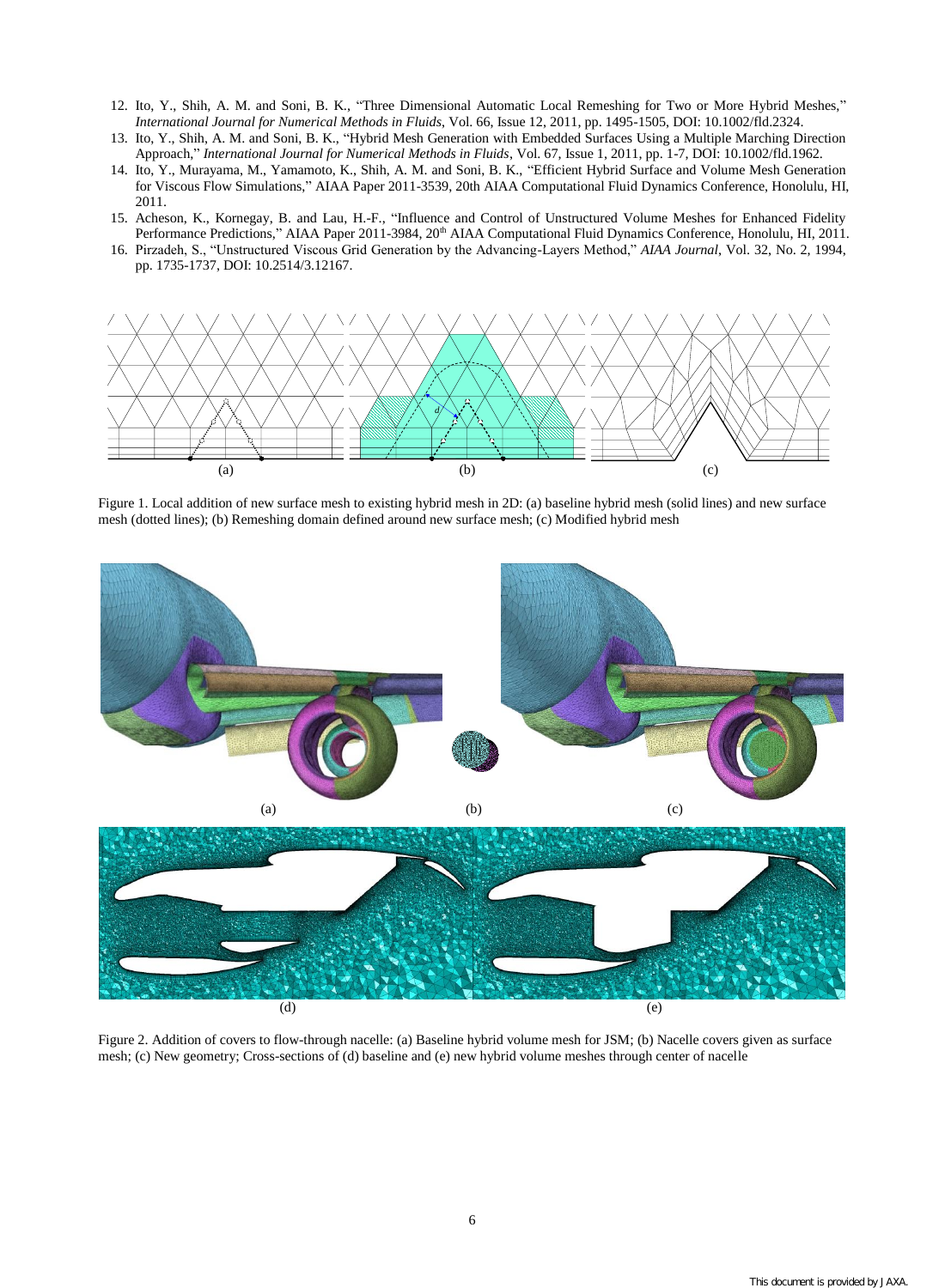12. Ito, Y., Shih, A. M. and Soni, B. K., "Three Dimensional Automatic Local Remeshing for Two or More Hybrid Meshes," *International Journal for Numerical Methods in Fluids*, Vol. 66, Issue 12, 2011, pp. 1495-1505, DOI: 10.1002/fld.2324.
13. Ito, Y., Shih, A. M. and Soni, B. K., "Hybrid Mesh Generation with Embedded Surfaces Using a Multiple Marching Direction Approach," *International Journal for Numerical Methods in Fluids*, Vol. 67, Issue 1, 2011, pp. 1-7, DOI: 10.1002/fld.1962.
14. Ito, Y., Murayama, M., Yamamoto, K., Shih, A. M. and Soni, B. K., "Efficient Hybrid Surface and Volume Mesh Generation for Viscous Flow Simulations," AIAA Paper 2011-3539, 20th AIAA Computational Fluid Dynamics Conference, Honolulu, HI, 2011.
15. Acheson, K., Kornegay, B. and Lau, H.-F., "Influence and Control of Unstructured Volume Meshes for Enhanced Fidelity Performance Predictions," AIAA Paper 2011-3984, 20th AIAA Computational Fluid Dynamics Conference, Honolulu, HI, 2011.
16. Pirzadeh, S., "Unstructured Viscous Grid Generation by the Advancing-Layers Method," *AIAA Journal*, Vol. 32, No. 2, 1994, pp. 1735-1737, DOI: 10.2514/3.12167.

Figure 1. Local addition of new surface mesh to existing hybrid mesh in 2D: (a) baseline hybrid mesh (solid lines) and new surface mesh (dotted lines); (b) Remeshing domain defined around new surface mesh; (c) Modified hybrid mesh

Figure 2. Addition of covers to flow-through nacelle: (a) Baseline hybrid volume mesh for JSM; (b) Nacelle covers given as surface mesh; (c) New geometry; Cross-sections of (d) baseline and (e) new hybrid volume meshes through center of nacelle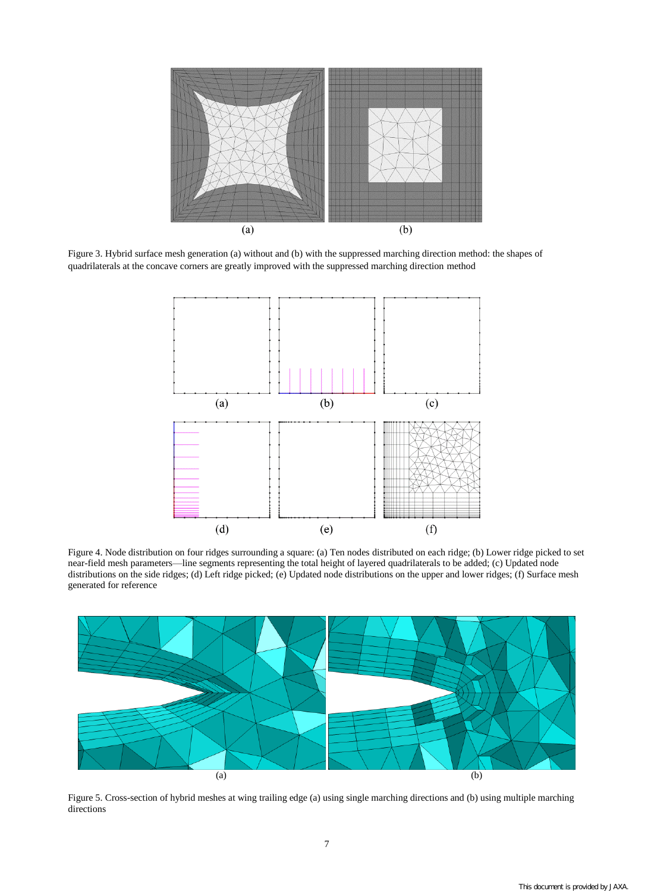Figure 3. Hybrid surface mesh generation (a) without and (b) with the suppressed marching direction method: the shapes of quadrilaterals at the concave corners are greatly improved with the suppressed marching direction method

Figure 4. Node distribution on four ridges surrounding a square: (a) Ten nodes distributed on each ridge; (b) Lower ridge picked to set near-field mesh parameters—line segments representing the total height of layered quadrilaterals to be added; (c) Updated node distributions on the side ridges; (d) Left ridge picked; (e) Updated node distributions on the upper and lower ridges; (f) Surface mesh generated for reference

Figure 5. Cross-section of hybrid meshes at wing trailing edge (a) using single marching directions and (b) using multiple marching directions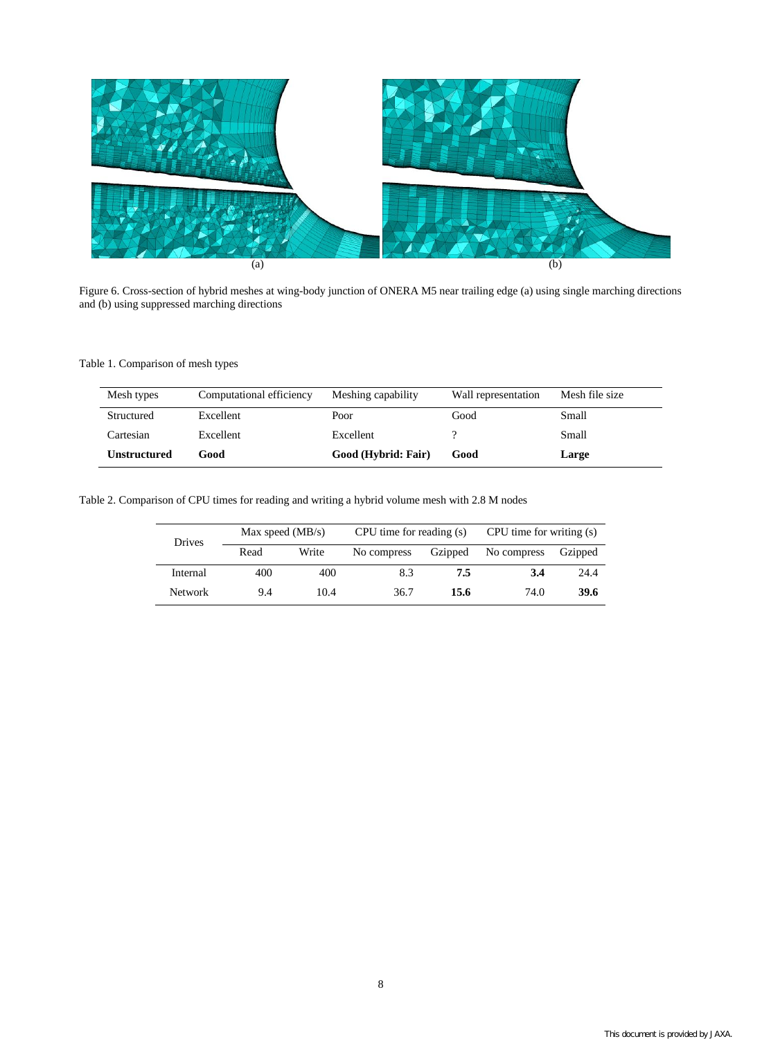(a)

(b)

Figure 6. Cross-section of hybrid meshes at wing-body junction of ONERA M5 near trailing edge (a) using single marching directions and (b) using suppressed marching directions

Table 1. Comparison of mesh types

| Mesh types | Computational efficiency | Meshing capability | Wall representation | Mesh file size |
|---|---|---|---|---|
| Structured | Excellent | Poor | Good | Small |
| Cartesian | Excellent | Excellent | ? | Small |
| **Unstructured** | **Good** | **Good (Hybrid: Fair)** | **Good** | **Large** |

Table 2. Comparison of CPU times for reading and writing a hybrid volume mesh with 2.8 M nodes

| Drives | Max speed (MB/s) | | CPU time for reading (s) | | CPU time for writing (s) | |
|---|---|---|---|---|---|---|
| | Read | Write | No compress | Gzipped | No compress | Gzipped |
| Internal | 400 | 400 | 8.3 | **7.5** | **3.4** | 24.4 |
| Network | 9.4 | 10.4 | 36.7 | **15.6** | 74.0 | **39.6** |